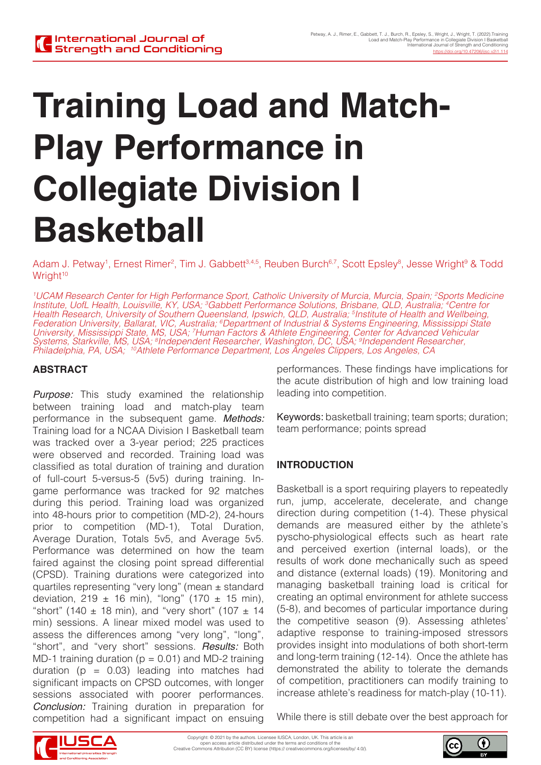# Training Load and Match-Play Performance in Collegiate Division I Basketball

Adam J. Petway[1], Ernest Rimer[2], Tim J. Gabbett[3,4,5], Reuben Burch[6,7], Scott Epsley[8], Jesse Wright[9] & Todd Wright[10]

*[1]UCAM Research Center for High Performance Sport, Catholic University of Murcia, Murcia, Spain; [2]Sports Medicine Institute, UofL Health, Louisville, KY, USA; [3]Gabbett Performance Solutions, Brisbane, QLD, Australia; [4]Centre for Health Research, University of Southern Queensland, Ipswich, QLD, Australia; [5]Institute of Health and Wellbeing, Federation University, Ballarat, VIC, Australia; [6]Department of Industrial & Systems Engineering, Mississippi State University, Mississippi State, MS, USA; [7]Human Factors & Athlete Engineering, Center for Advanced Vehicular Systems, Starkville, MS, USA; [8]Independent Researcher, Washington, DC, USA; [9]Independent Researcher, Philadelphia, PA, USA; [10]Athlete Performance Department, Los Angeles Clippers, Los Angeles, CA*

## ABSTRACT

*Purpose:* This study examined the relationship between training load and match-play team performance in the subsequent game. *Methods:* Training load for a NCAA Division I Basketball team was tracked over a 3-year period; 225 practices were observed and recorded. Training load was classified as total duration of training and duration of full-court 5-versus-5 (5v5) during training. In-game performance was tracked for 92 matches during this period. Training load was organized into 48-hours prior to competition (MD-2), 24-hours prior to competition (MD-1), Total Duration, Average Duration, Totals 5v5, and Average 5v5. Performance was determined on how the team faired against the closing point spread differential (CPSD). Training durations were categorized into quartiles representing "very long" (mean ± standard deviation, 219 ± 16 min), "long" (170 ± 15 min), "short" (140 ± 18 min), and "very short" (107 ± 14 min) sessions. A linear mixed model was used to assess the differences among "very long", "long", "short", and "very short" sessions. *Results:* Both MD-1 training duration ($p = 0.01$) and MD-2 training duration ($p = 0.03$) leading into matches had significant impacts on CPSD outcomes, with longer sessions associated with poorer performances. *Conclusion:* Training duration in preparation for competition had a significant impact on ensuing performances. These findings have implications for the acute distribution of high and low training load leading into competition.

Keywords: basketball training; team sports; duration; team performance; points spread

## INTRODUCTION

Basketball is a sport requiring players to repeatedly run, jump, accelerate, decelerate, and change direction during competition (1-4). These physical demands are measured either by the athlete's pyscho-physiological effects such as heart rate and perceived exertion (internal loads), or the results of work done mechanically such as speed and distance (external loads) (19). Monitoring and managing basketball training load is critical for creating an optimal environment for athlete success (5-8), and becomes of particular importance during the competitive season (9). Assessing athletes' adaptive response to training-imposed stressors provides insight into modulations of both short-term and long-term training (12-14). Once the athlete has demonstrated the ability to tolerate the demands of competition, practitioners can modify training to increase athlete's readiness for match-play (10-11).

While there is still debate over the best approach for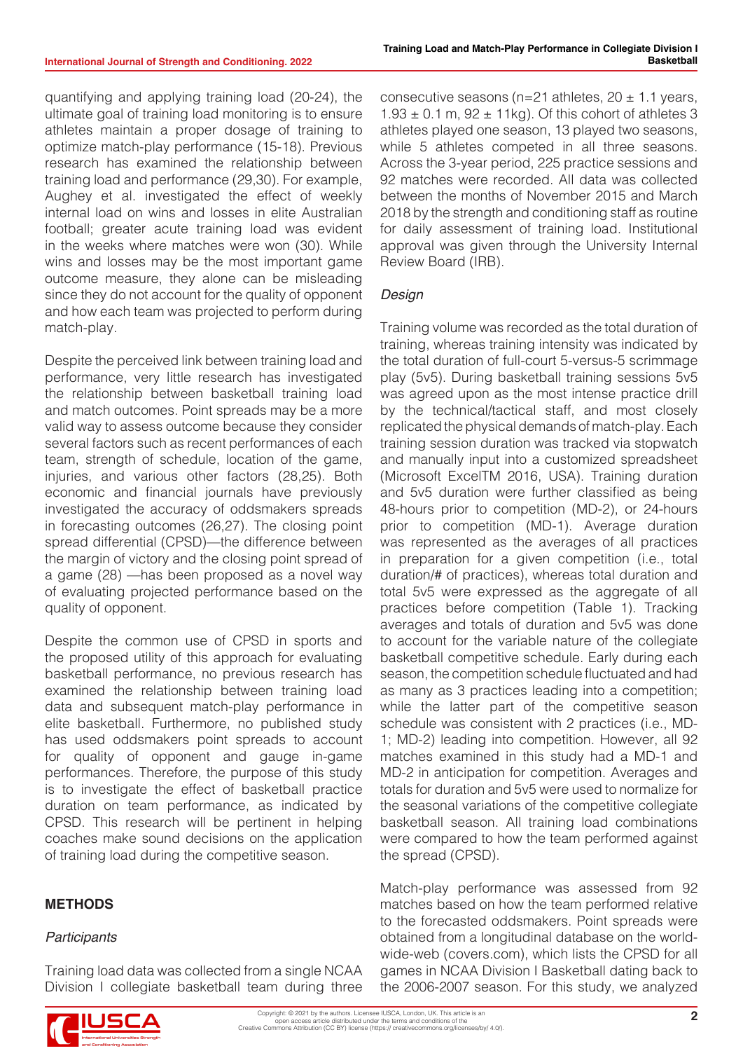quantifying and applying training load (20-24), the ultimate goal of training load monitoring is to ensure athletes maintain a proper dosage of training to optimize match-play performance (15-18). Previous research has examined the relationship between training load and performance (29,30). For example, Aughey et al. investigated the effect of weekly internal load on wins and losses in elite Australian football; greater acute training load was evident in the weeks where matches were won (30). While wins and losses may be the most important game outcome measure, they alone can be misleading since they do not account for the quality of opponent and how each team was projected to perform during match-play.

Despite the perceived link between training load and performance, very little research has investigated the relationship between basketball training load and match outcomes. Point spreads may be a more valid way to assess outcome because they consider several factors such as recent performances of each team, strength of schedule, location of the game, injuries, and various other factors (28,25). Both economic and financial journals have previously investigated the accuracy of oddsmakers spreads in forecasting outcomes (26,27). The closing point spread differential (CPSD)—the difference between the margin of victory and the closing point spread of a game (28) —has been proposed as a novel way of evaluating projected performance based on the quality of opponent.

Despite the common use of CPSD in sports and the proposed utility of this approach for evaluating basketball performance, no previous research has examined the relationship between training load data and subsequent match-play performance in elite basketball. Furthermore, no published study has used oddsmakers point spreads to account for quality of opponent and gauge in-game performances. Therefore, the purpose of this study is to investigate the effect of basketball practice duration on team performance, as indicated by CPSD. This research will be pertinent in helping coaches make sound decisions on the application of training load during the competitive season.

## METHODS

### *Participants*

Training load data was collected from a single NCAA Division I collegiate basketball team during three consecutive seasons (n=21 athletes, 20 ± 1.1 years, 1.93 ± 0.1 m, 92 ± 11kg). Of this cohort of athletes 3 athletes played one season, 13 played two seasons, while 5 athletes competed in all three seasons. Across the 3-year period, 225 practice sessions and 92 matches were recorded. All data was collected between the months of November 2015 and March 2018 by the strength and conditioning staff as routine for daily assessment of training load. Institutional approval was given through the University Internal Review Board (IRB).

### *Design*

Training volume was recorded as the total duration of training, whereas training intensity was indicated by the total duration of full-court 5-versus-5 scrimmage play (5v5). During basketball training sessions 5v5 was agreed upon as the most intense practice drill by the technical/tactical staff, and most closely replicated the physical demands of match-play. Each training session duration was tracked via stopwatch and manually input into a customized spreadsheet (Microsoft ExcelTM 2016, USA). Training duration and 5v5 duration were further classified as being 48-hours prior to competition (MD-2), or 24-hours prior to competition (MD-1). Average duration was represented as the averages of all practices in preparation for a given competition (i.e., total duration/# of practices), whereas total duration and total 5v5 were expressed as the aggregate of all practices before competition (Table 1). Tracking averages and totals of duration and 5v5 was done to account for the variable nature of the collegiate basketball competitive schedule. Early during each season, the competition schedule fluctuated and had as many as 3 practices leading into a competition; while the latter part of the competitive season schedule was consistent with 2 practices (i.e., MD-1; MD-2) leading into competition. However, all 92 matches examined in this study had a MD-1 and MD-2 in anticipation for competition. Averages and totals for duration and 5v5 were used to normalize for the seasonal variations of the competitive collegiate basketball season. All training load combinations were compared to how the team performed against the spread (CPSD).

Match-play performance was assessed from 92 matches based on how the team performed relative to the forecasted oddsmakers. Point spreads were obtained from a longitudinal database on the world-wide-web (covers.com), which lists the CPSD for all games in NCAA Division I Basketball dating back to the 2006-2007 season. For this study, we analyzed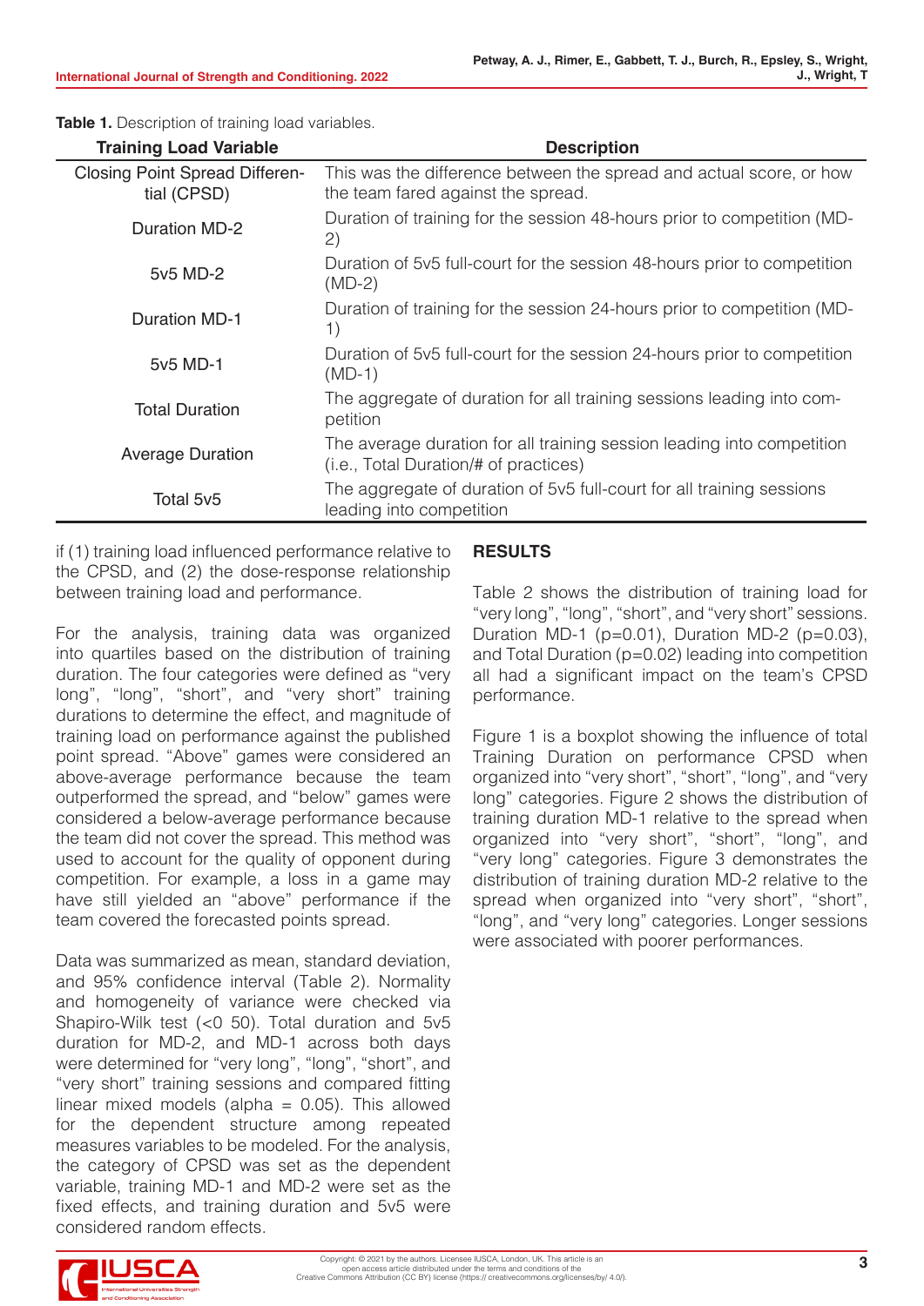**Table 1.** Description of training load variables.

| Training Load Variable | Description |
|---|---|
| Closing Point Spread Differential (CPSD) | This was the difference between the spread and actual score, or how the team fared against the spread. |
| Duration MD-2 | Duration of training for the session 48-hours prior to competition (MD-2) |
| 5v5 MD-2 | Duration of 5v5 full-court for the session 48-hours prior to competition (MD-2) |
| Duration MD-1 | Duration of training for the session 24-hours prior to competition (MD-1) |
| 5v5 MD-1 | Duration of 5v5 full-court for the session 24-hours prior to competition (MD-1) |
| Total Duration | The aggregate of duration for all training sessions leading into competition |
| Average Duration | The average duration for all training session leading into competition (i.e., Total Duration/# of practices) |
| Total 5v5 | The aggregate of duration of 5v5 full-court for all training sessions leading into competition |

if (1) training load influenced performance relative to the CPSD, and (2) the dose-response relationship between training load and performance.

For the analysis, training data was organized into quartiles based on the distribution of training duration. The four categories were defined as "very long", "long", "short", and "very short" training durations to determine the effect, and magnitude of training load on performance against the published point spread. "Above" games were considered an above-average performance because the team outperformed the spread, and "below" games were considered a below-average performance because the team did not cover the spread. This method was used to account for the quality of opponent during competition. For example, a loss in a game may have still yielded an "above" performance if the team covered the forecasted points spread.

Data was summarized as mean, standard deviation, and 95% confidence interval (Table 2). Normality and homogeneity of variance were checked via Shapiro-Wilk test (<0 50). Total duration and 5v5 duration for MD-2, and MD-1 across both days were determined for "very long", "long", "short", and "very short" training sessions and compared fitting linear mixed models (alpha = 0.05). This allowed for the dependent structure among repeated measures variables to be modeled. For the analysis, the category of CPSD was set as the dependent variable, training MD-1 and MD-2 were set as the fixed effects, and training duration and 5v5 were considered random effects.

## RESULTS

Table 2 shows the distribution of training load for "very long", "long", "short", and "very short" sessions. Duration MD-1 ($p=0.01$), Duration MD-2 ($p=0.03$), and Total Duration ($p=0.02$) leading into competition all had a significant impact on the team's CPSD performance.

Figure 1 is a boxplot showing the influence of total Training Duration on performance CPSD when organized into "very short", "short", "long", and "very long" categories. Figure 2 shows the distribution of training duration MD-1 relative to the spread when organized into "very short", "short", "long", and "very long" categories. Figure 3 demonstrates the distribution of training duration MD-2 relative to the spread when organized into "very short", "short", "long", and "very long" categories. Longer sessions were associated with poorer performances.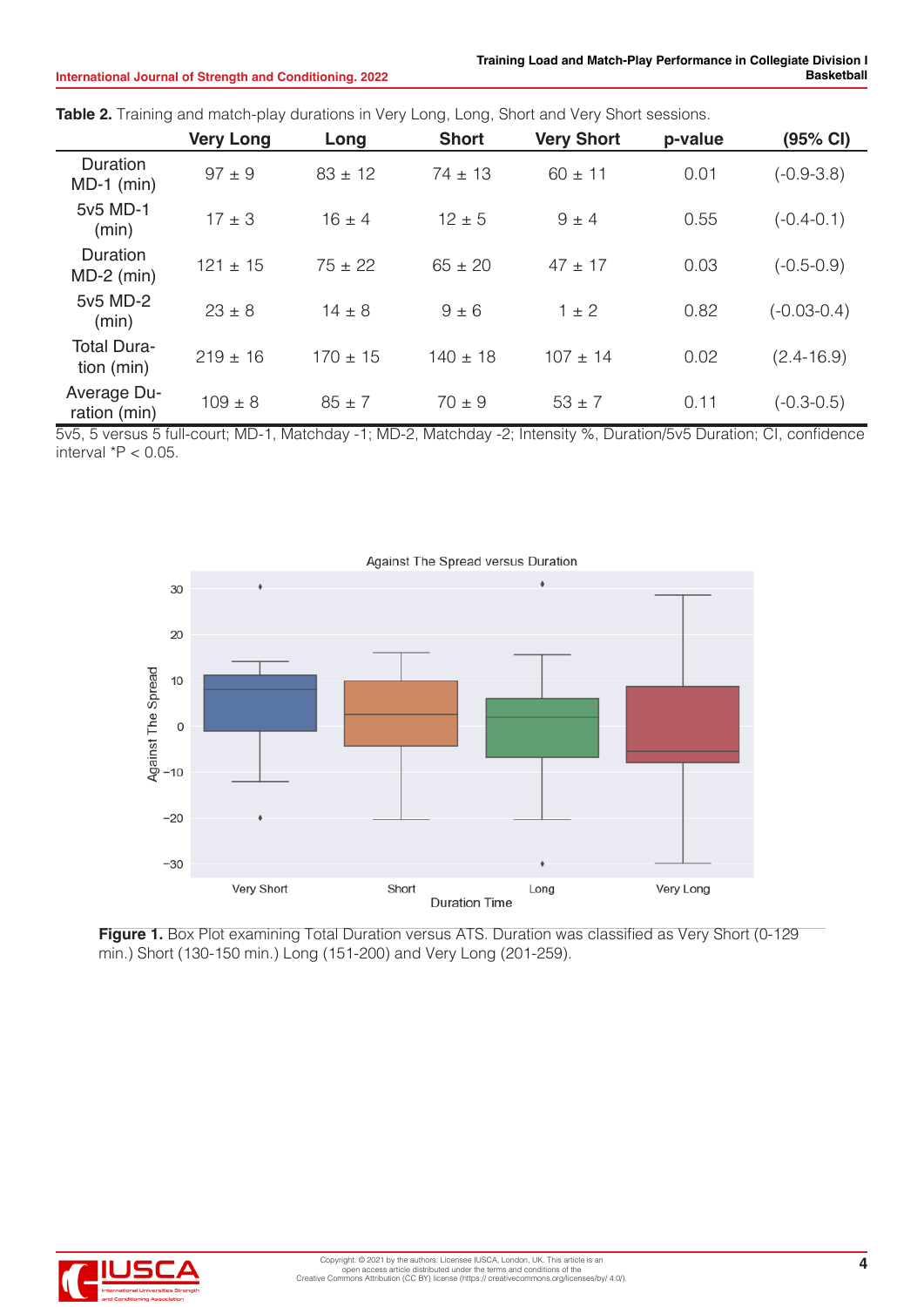**Table 2.** Training and match-play durations in Very Long, Long, Short and Very Short sessions.

| | Very Long | Long | Short | Very Short | p-value | (95% CI) |
|---|---|---|---|---|---|---|
| Duration MD-1 (min) | 97 ± 9 | 83 ± 12 | 74 ± 13 | 60 ± 11 | 0.01 | (-0.9-3.8) |
| 5v5 MD-1 (min) | 17 ± 3 | 16 ± 4 | 12 ± 5 | 9 ± 4 | 0.55 | (-0.4-0.1) |
| Duration MD-2 (min) | 121 ± 15 | 75 ± 22 | 65 ± 20 | 47 ± 17 | 0.03 | (-0.5-0.9) |
| 5v5 MD-2 (min) | 23 ± 8 | 14 ± 8 | 9 ± 6 | 1 ± 2 | 0.82 | (-0.03-0.4) |
| Total Duration (min) | 219 ± 16 | 170 ± 15 | 140 ± 18 | 107 ± 14 | 0.02 | (2.4-16.9) |
| Average Duration (min) | 109 ± 8 | 85 ± 7 | 70 ± 9 | 53 ± 7 | 0.11 | (-0.3-0.5) |

5v5, 5 versus 5 full-court; MD-1, Matchday -1; MD-2, Matchday -2; Intensity %, Duration/5v5 Duration; CI, confidence interval *P < 0.05.

**Figure 1.** Box Plot examining Total Duration versus ATS. Duration was classified as Very Short (0-129 min.) Short (130-150 min.) Long (151-200) and Very Long (201-259).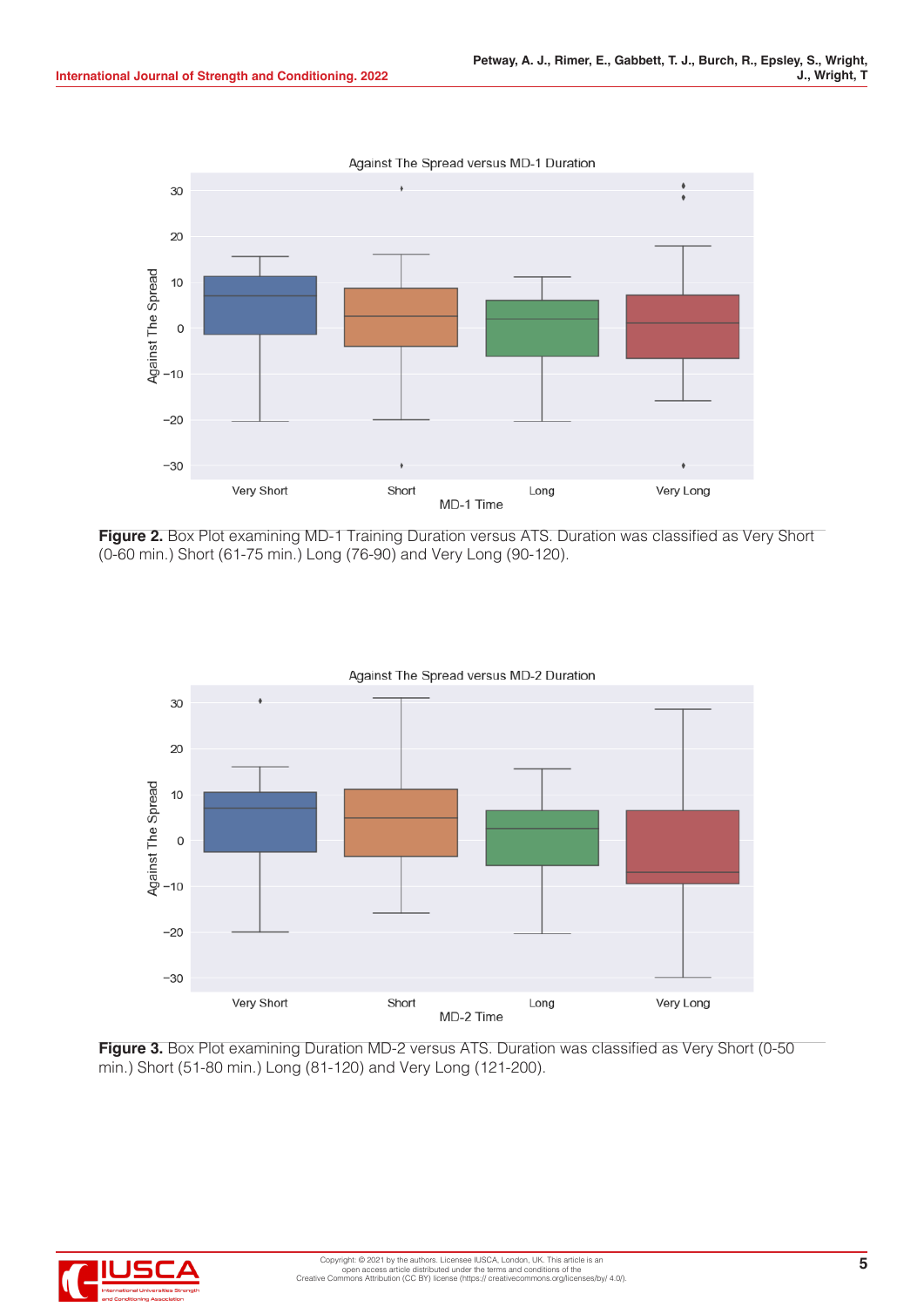**Figure 2.** Box Plot examining MD-1 Training Duration versus ATS. Duration was classified as Very Short (0-60 min.) Short (61-75 min.) Long (76-90) and Very Long (90-120).

**Figure 3.** Box Plot examining Duration MD-2 versus ATS. Duration was classified as Very Short (0-50 min.) Short (51-80 min.) Long (81-120) and Very Long (121-200).

Copyright: © 2021 by the authors. Licensee IUSCA, London, UK. This article is an open access article distributed under the terms and conditions of the Creative Commons Attribution (CC BY) license (https:// creativecommons.org/licenses/by/ 4.0/).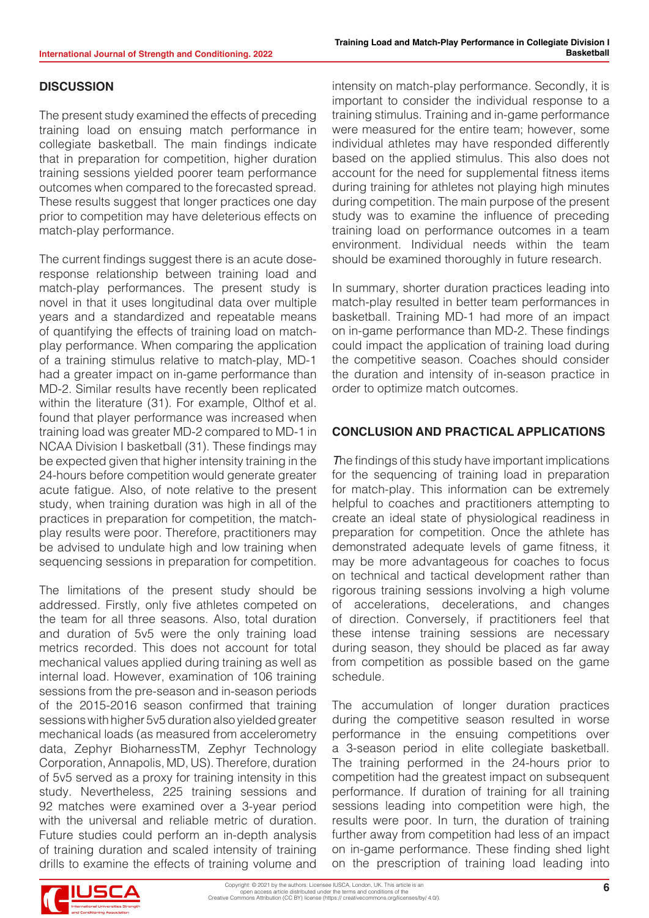## DISCUSSION

The present study examined the effects of preceding training load on ensuing match performance in collegiate basketball. The main findings indicate that in preparation for competition, higher duration training sessions yielded poorer team performance outcomes when compared to the forecasted spread. These results suggest that longer practices one day prior to competition may have deleterious effects on match-play performance.

The current findings suggest there is an acute dose-response relationship between training load and match-play performances. The present study is novel in that it uses longitudinal data over multiple years and a standardized and repeatable means of quantifying the effects of training load on match-play performance. When comparing the application of a training stimulus relative to match-play, MD-1 had a greater impact on in-game performance than MD-2. Similar results have recently been replicated within the literature (31). For example, Olthof et al. found that player performance was increased when training load was greater MD-2 compared to MD-1 in NCAA Division I basketball (31). These findings may be expected given that higher intensity training in the 24-hours before competition would generate greater acute fatigue. Also, of note relative to the present study, when training duration was high in all of the practices in preparation for competition, the match-play results were poor. Therefore, practitioners may be advised to undulate high and low training when sequencing sessions in preparation for competition.

The limitations of the present study should be addressed. Firstly, only five athletes competed on the team for all three seasons. Also, total duration and duration of 5v5 were the only training load metrics recorded. This does not account for total mechanical values applied during training as well as internal load. However, examination of 106 training sessions from the pre-season and in-season periods of the 2015-2016 season confirmed that training sessions with higher 5v5 duration also yielded greater mechanical loads (as measured from accelerometry data, Zephyr BioharnessTM, Zephyr Technology Corporation, Annapolis, MD, US). Therefore, duration of 5v5 served as a proxy for training intensity in this study. Nevertheless, 225 training sessions and 92 matches were examined over a 3-year period with the universal and reliable metric of duration. Future studies could perform an in-depth analysis of training duration and scaled intensity of training drills to examine the effects of training volume and intensity on match-play performance. Secondly, it is important to consider the individual response to a training stimulus. Training and in-game performance were measured for the entire team; however, some individual athletes may have responded differently based on the applied stimulus. This also does not account for the need for supplemental fitness items during training for athletes not playing high minutes during competition. The main purpose of the present study was to examine the influence of preceding training load on performance outcomes in a team environment. Individual needs within the team should be examined thoroughly in future research.

In summary, shorter duration practices leading into match-play resulted in better team performances in basketball. Training MD-1 had more of an impact on in-game performance than MD-2. These findings could impact the application of training load during the competitive season. Coaches should consider the duration and intensity of in-season practice in order to optimize match outcomes.

## CONCLUSION AND PRACTICAL APPLICATIONS

The findings of this study have important implications for the sequencing of training load in preparation for match-play. This information can be extremely helpful to coaches and practitioners attempting to create an ideal state of physiological readiness in preparation for competition. Once the athlete has demonstrated adequate levels of game fitness, it may be more advantageous for coaches to focus on technical and tactical development rather than rigorous training sessions involving a high volume of accelerations, decelerations, and changes of direction. Conversely, if practitioners feel that these intense training sessions are necessary during season, they should be placed as far away from competition as possible based on the game schedule.

The accumulation of longer duration practices during the competitive season resulted in worse performance in the ensuing competitions over a 3-season period in elite collegiate basketball. The training performed in the 24-hours prior to competition had the greatest impact on subsequent performance. If duration of training for all training sessions leading into competition were high, the results were poor. In turn, the duration of training further away from competition had less of an impact on in-game performance. These finding shed light on the prescription of training load leading into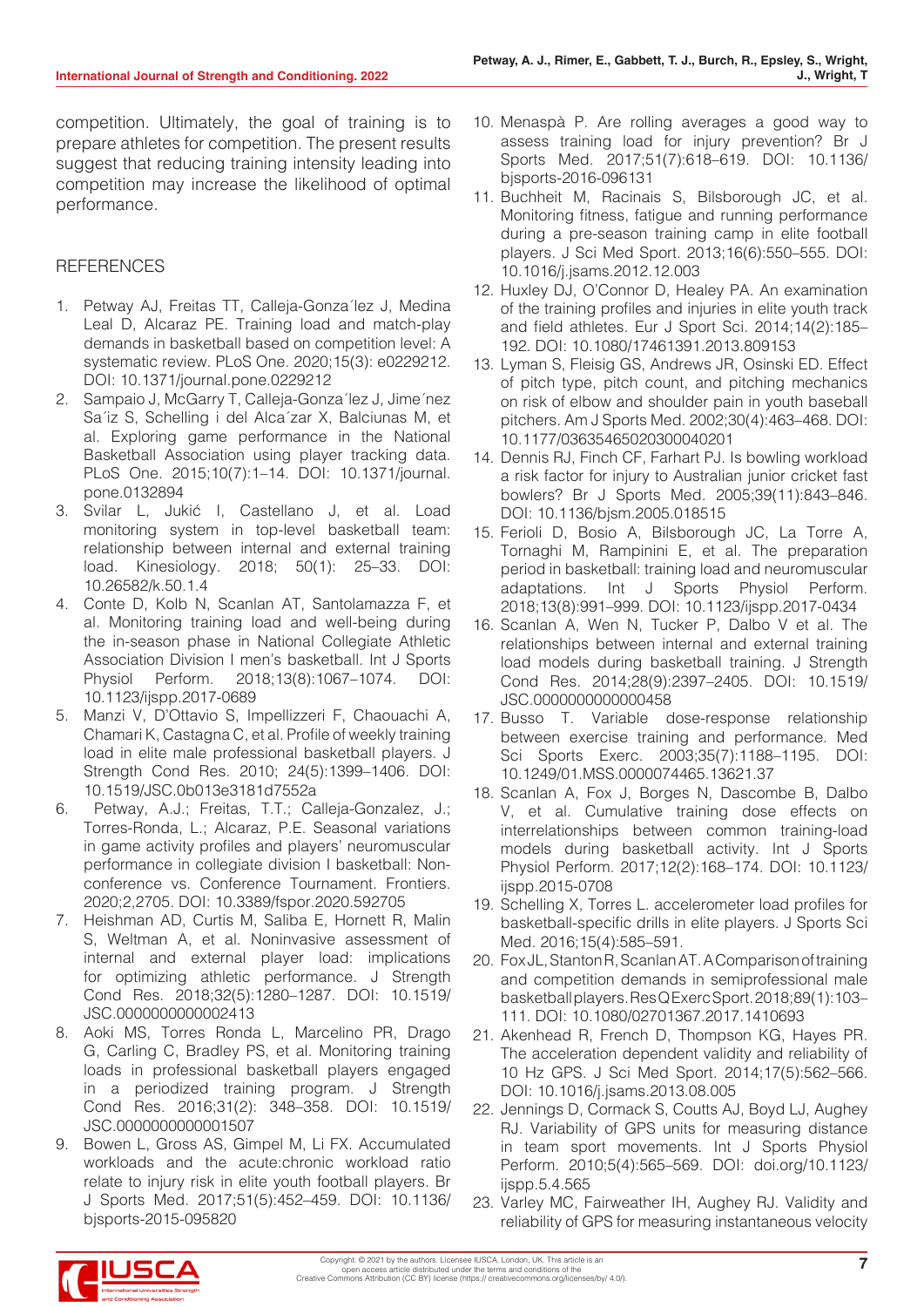competition. Ultimately, the goal of training is to prepare athletes for competition. The present results suggest that reducing training intensity leading into competition may increase the likelihood of optimal performance.

## REFERENCES

1. Petway AJ, Freitas TT, Calleja-Gonza´lez J, Medina Leal D, Alcaraz PE. Training load and match-play demands in basketball based on competition level: A systematic review. PLoS One. 2020;15(3): e0229212. DOI: 10.1371/journal.pone.0229212
2. Sampaio J, McGarry T, Calleja-Gonza´lez J, Jime´nez Sa´iz S, Schelling i del Alca´zar X, Balciunas M, et al. Exploring game performance in the National Basketball Association using player tracking data. PLoS One. 2015;10(7):1–14. DOI: 10.1371/journal.pone.0132894
3. Svilar L, Jukić I, Castellano J, et al. Load monitoring system in top-level basketball team: relationship between internal and external training load. Kinesiology. 2018; 50(1): 25–33. DOI: 10.26582/k.50.1.4
4. Conte D, Kolb N, Scanlan AT, Santolamazza F, et al. Monitoring training load and well-being during the in-season phase in National Collegiate Athletic Association Division I men's basketball. Int J Sports Physiol Perform. 2018;13(8):1067–1074. DOI: 10.1123/ijspp.2017-0689
5. Manzi V, D'Ottavio S, Impellizzeri F, Chaouachi A, Chamari K, Castagna C, et al. Profile of weekly training load in elite male professional basketball players. J Strength Cond Res. 2010; 24(5):1399–1406. DOI: 10.1519/JSC.0b013e3181d7552a
6. Petway, A.J.; Freitas, T.T.; Calleja-Gonzalez, J.; Torres-Ronda, L.; Alcaraz, P.E. Seasonal variations in game activity profiles and players' neuromuscular performance in collegiate division I basketball: Non-conference vs. Conference Tournament. Frontiers. 2020;2,2705. DOI: 10.3389/fspor.2020.592705
7. Heishman AD, Curtis M, Saliba E, Hornett R, Malin S, Weltman A, et al. Noninvasive assessment of internal and external player load: implications for optimizing athletic performance. J Strength Cond Res. 2018;32(5):1280–1287. DOI: 10.1519/JSC.0000000000002413
8. Aoki MS, Torres Ronda L, Marcelino PR, Drago G, Carling C, Bradley PS, et al. Monitoring training loads in professional basketball players engaged in a periodized training program. J Strength Cond Res. 2016;31(2): 348–358. DOI: 10.1519/JSC.0000000000001507
9. Bowen L, Gross AS, Gimpel M, Li FX. Accumulated workloads and the acute:chronic workload ratio relate to injury risk in elite youth football players. Br J Sports Med. 2017;51(5):452–459. DOI: 10.1136/bjsports-2015-095820
10. Menaspà P. Are rolling averages a good way to assess training load for injury prevention? Br J Sports Med. 2017;51(7):618–619. DOI: 10.1136/bjsports-2016-096131
11. Buchheit M, Racinais S, Bilsborough JC, et al. Monitoring fitness, fatigue and running performance during a pre-season training camp in elite football players. J Sci Med Sport. 2013;16(6):550–555. DOI: 10.1016/j.jsams.2012.12.003
12. Huxley DJ, O'Connor D, Healey PA. An examination of the training profiles and injuries in elite youth track and field athletes. Eur J Sport Sci. 2014;14(2):185–192. DOI: 10.1080/17461391.2013.809153
13. Lyman S, Fleisig GS, Andrews JR, Osinski ED. Effect of pitch type, pitch count, and pitching mechanics on risk of elbow and shoulder pain in youth baseball pitchers. Am J Sports Med. 2002;30(4):463–468. DOI: 10.1177/03635465020300040201
14. Dennis RJ, Finch CF, Farhart PJ. Is bowling workload a risk factor for injury to Australian junior cricket fast bowlers? Br J Sports Med. 2005;39(11):843–846. DOI: 10.1136/bjsm.2005.018515
15. Ferioli D, Bosio A, Bilsborough JC, La Torre A, Tornaghi M, Rampinini E, et al. The preparation period in basketball: training load and neuromuscular adaptations. Int J Sports Physiol Perform. 2018;13(8):991–999. DOI: 10.1123/ijspp.2017-0434
16. Scanlan A, Wen N, Tucker P, Dalbo V et al. The relationships between internal and external training load models during basketball training. J Strength Cond Res. 2014;28(9):2397–2405. DOI: 10.1519/JSC.0000000000000458
17. Busso T. Variable dose-response relationship between exercise training and performance. Med Sci Sports Exerc. 2003;35(7):1188–1195. DOI: 10.1249/01.MSS.0000074465.13621.37
18. Scanlan A, Fox J, Borges N, Dascombe B, Dalbo V, et al. Cumulative training dose effects on interrelationships between common training-load models during basketball activity. Int J Sports Physiol Perform. 2017;12(2):168–174. DOI: 10.1123/ijspp.2015-0708
19. Schelling X, Torres L. accelerometer load profiles for basketball-specific drills in elite players. J Sports Sci Med. 2016;15(4):585–591.
20. Fox JL, Stanton R, Scanlan AT. A Comparison of training and competition demands in semiprofessional male basketball players. Res Q Exerc Sport. 2018;89(1):103–111. DOI: 10.1080/02701367.2017.1410693
21. Akenhead R, French D, Thompson KG, Hayes PR. The acceleration dependent validity and reliability of 10 Hz GPS. J Sci Med Sport. 2014;17(5):562–566. DOI: 10.1016/j.jsams.2013.08.005
22. Jennings D, Cormack S, Coutts AJ, Boyd LJ, Aughey RJ. Variability of GPS units for measuring distance in team sport movements. Int J Sports Physiol Perform. 2010;5(4):565–569. DOI: doi.org/10.1123/ijspp.5.4.565
23. Varley MC, Fairweather IH, Aughey RJ. Validity and reliability of GPS for measuring instantaneous velocity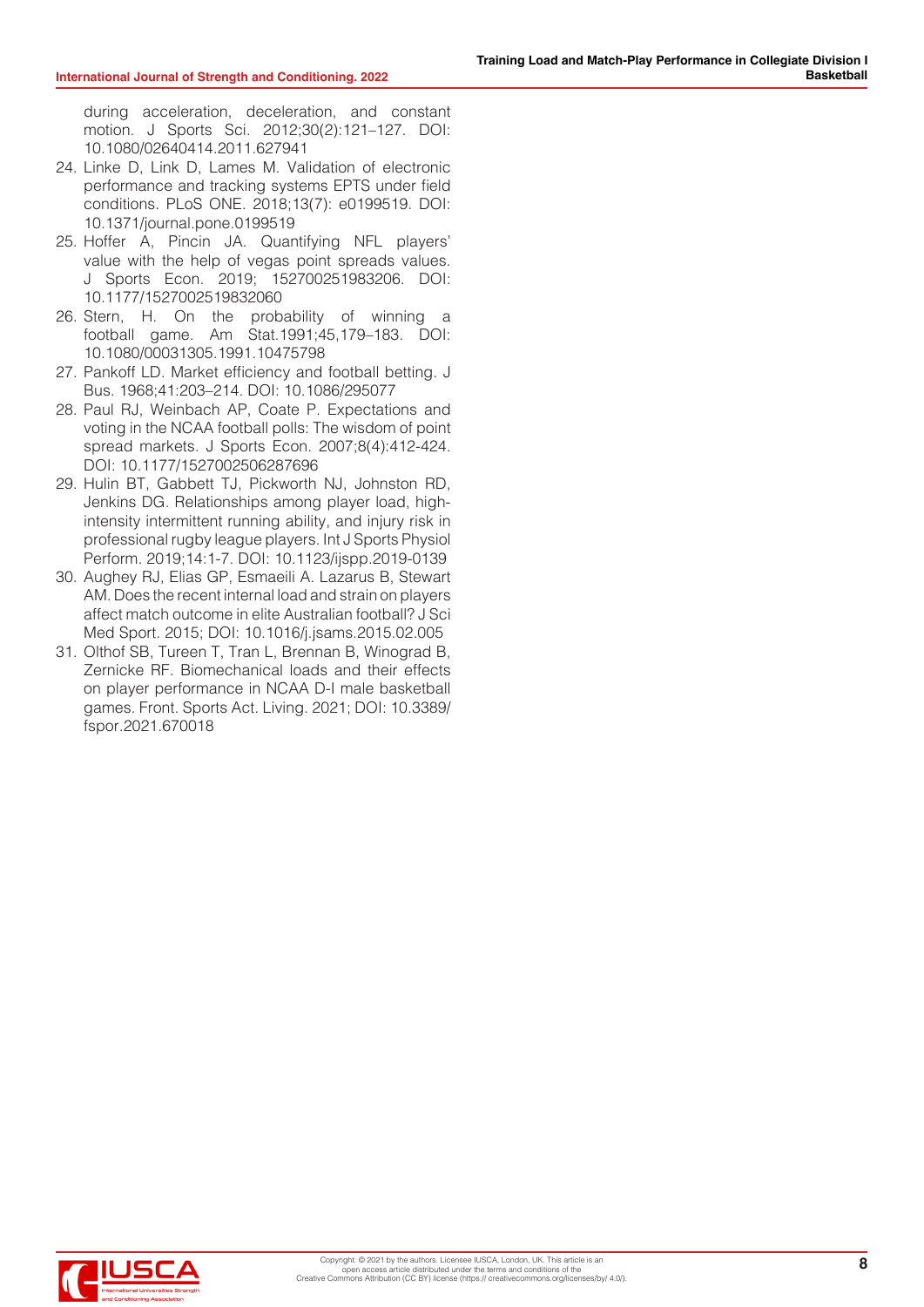during acceleration, deceleration, and constant motion. J Sports Sci. 2012;30(2):121–127. DOI: 10.1080/02640414.2011.627941

24. Linke D, Link D, Lames M. Validation of electronic performance and tracking systems EPTS under field conditions. PLoS ONE. 2018;13(7): e0199519. DOI: 10.1371/journal.pone.0199519
25. Hoffer A, Pincin JA. Quantifying NFL players' value with the help of vegas point spreads values. J Sports Econ. 2019; 152700251983206. DOI: 10.1177/1527002519832060
26. Stern, H. On the probability of winning a football game. Am Stat.1991;45,179–183. DOI: 10.1080/00031305.1991.10475798
27. Pankoff LD. Market efficiency and football betting. J Bus. 1968;41:203–214. DOI: 10.1086/295077
28. Paul RJ, Weinbach AP, Coate P. Expectations and voting in the NCAA football polls: The wisdom of point spread markets. J Sports Econ. 2007;8(4):412-424. DOI: 10.1177/1527002506287696
29. Hulin BT, Gabbett TJ, Pickworth NJ, Johnston RD, Jenkins DG. Relationships among player load, high-intensity intermittent running ability, and injury risk in professional rugby league players. Int J Sports Physiol Perform. 2019;14:1-7. DOI: 10.1123/ijspp.2019-0139
30. Aughey RJ, Elias GP, Esmaeili A. Lazarus B, Stewart AM. Does the recent internal load and strain on players affect match outcome in elite Australian football? J Sci Med Sport. 2015; DOI: 10.1016/j.jsams.2015.02.005
31. Olthof SB, Tureen T, Tran L, Brennan B, Winograd B, Zernicke RF. Biomechanical loads and their effects on player performance in NCAA D-I male basketball games. Front. Sports Act. Living. 2021; DOI: 10.3389/fspor.2021.670018